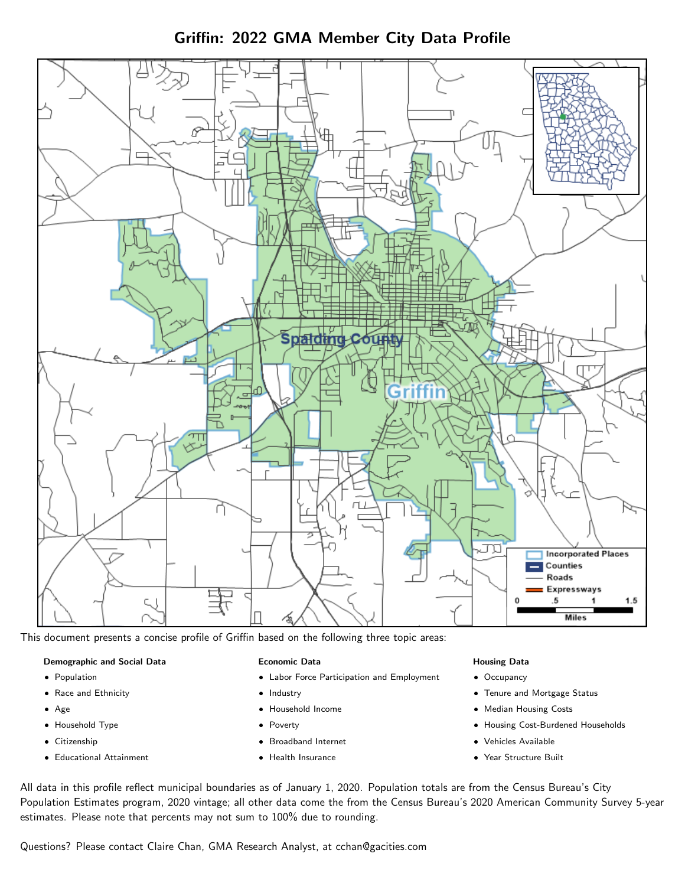# Griffin: 2022 GMA Member City Data Profile

This document presents a concise profile of Griffin based on the following three topic areas:

**Demographic and Social Data**

- Population
- Race and Ethnicity
- Age
- Household Type
- Citizenship
- Educational Attainment

**Economic Data**

- Labor Force Participation and Employment
- Industry
- Household Income
- Poverty
- Broadband Internet
- Health Insurance

**Housing Data**

- Occupancy
- Tenure and Mortgage Status
- Median Housing Costs
- Housing Cost-Burdened Households
- Vehicles Available
- Year Structure Built

All data in this profile reflect municipal boundaries as of January 1, 2020. Population totals are from the Census Bureau's City Population Estimates program, 2020 vintage; all other data come the from the Census Bureau's 2020 American Community Survey 5-year estimates. Please note that percents may not sum to 100% due to rounding.

Questions? Please contact Claire Chan, GMA Research Analyst, at cchan@gacities.com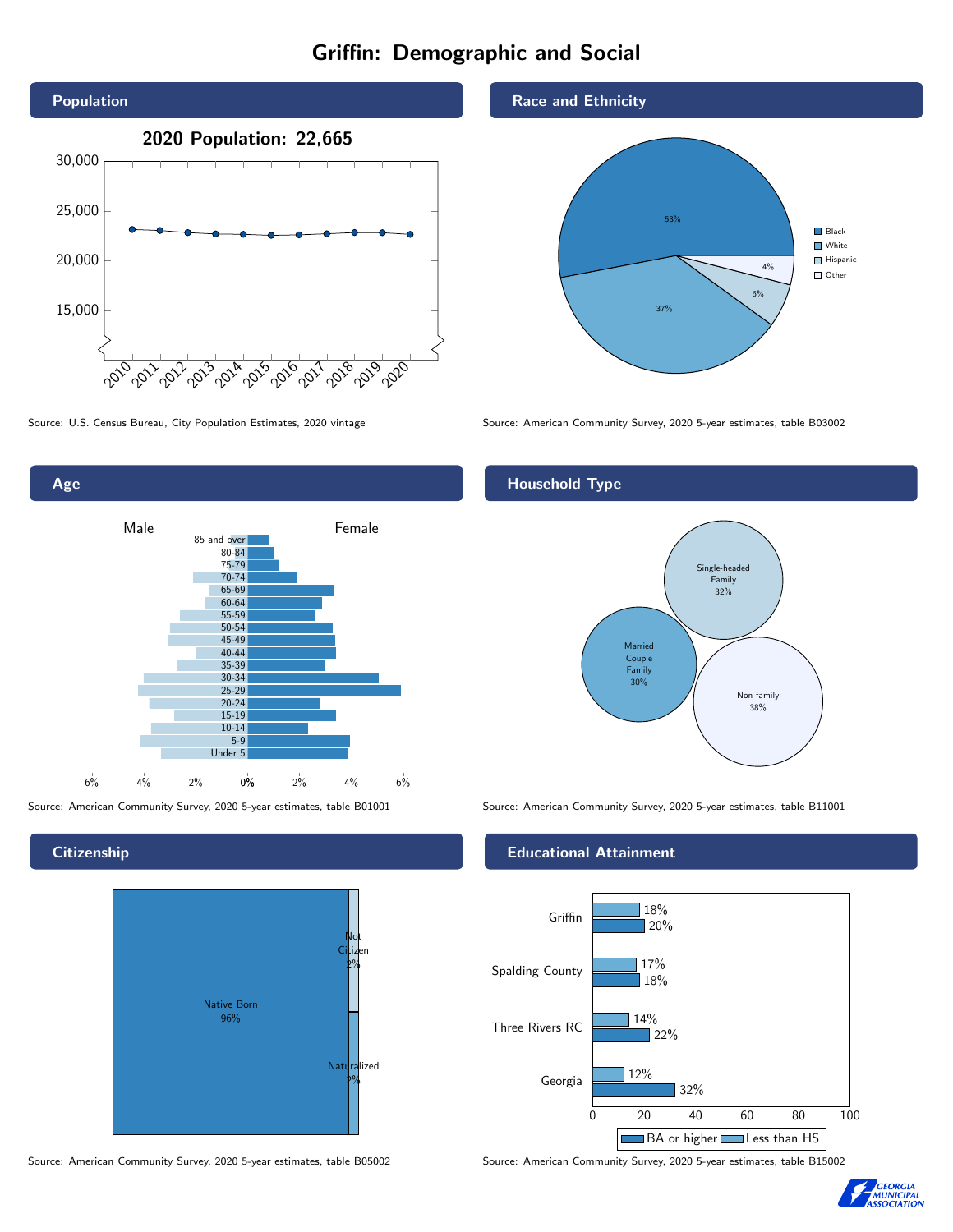# Griffin: Demographic and Social

## Population

2020 Population: 22,665

Source: U.S. Census Bureau, City Population Estimates, 2020 vintage

## Race and Ethnicity

| Group | Percent |
|---|---|
| Black | 53% |
| White | 37% |
| Hispanic | 6% |
| Other | 4% |

Source: American Community Survey, 2020 5-year estimates, table B03002

## Age

Male / Female

85 and over, 80-84, 75-79, 70-74, 65-69, 60-64, 55-59, 50-54, 45-49, 40-44, 35-39, 30-34, 25-29, 20-24, 15-19, 10-14, 5-9, Under 5

Source: American Community Survey, 2020 5-year estimates, table B01001

## Household Type

| Type | Percent |
|---|---|
| Single-headed Family | 32% |
| Married Couple Family | 30% |
| Non-family | 38% |

Source: American Community Survey, 2020 5-year estimates, table B11001

## Citizenship

| Status | Percent |
|---|---|
| Native Born | 96% |
| Not Citizen | 2% |
| Naturalized | 2% |

Source: American Community Survey, 2020 5-year estimates, table B05002

## Educational Attainment

| Area | Less than HS | BA or higher |
|---|---|---|
| Griffin | 18% | 20% |
| Spalding County | 17% | 18% |
| Three Rivers RC | 14% | 22% |
| Georgia | 12% | 32% |

Source: American Community Survey, 2020 5-year estimates, table B15002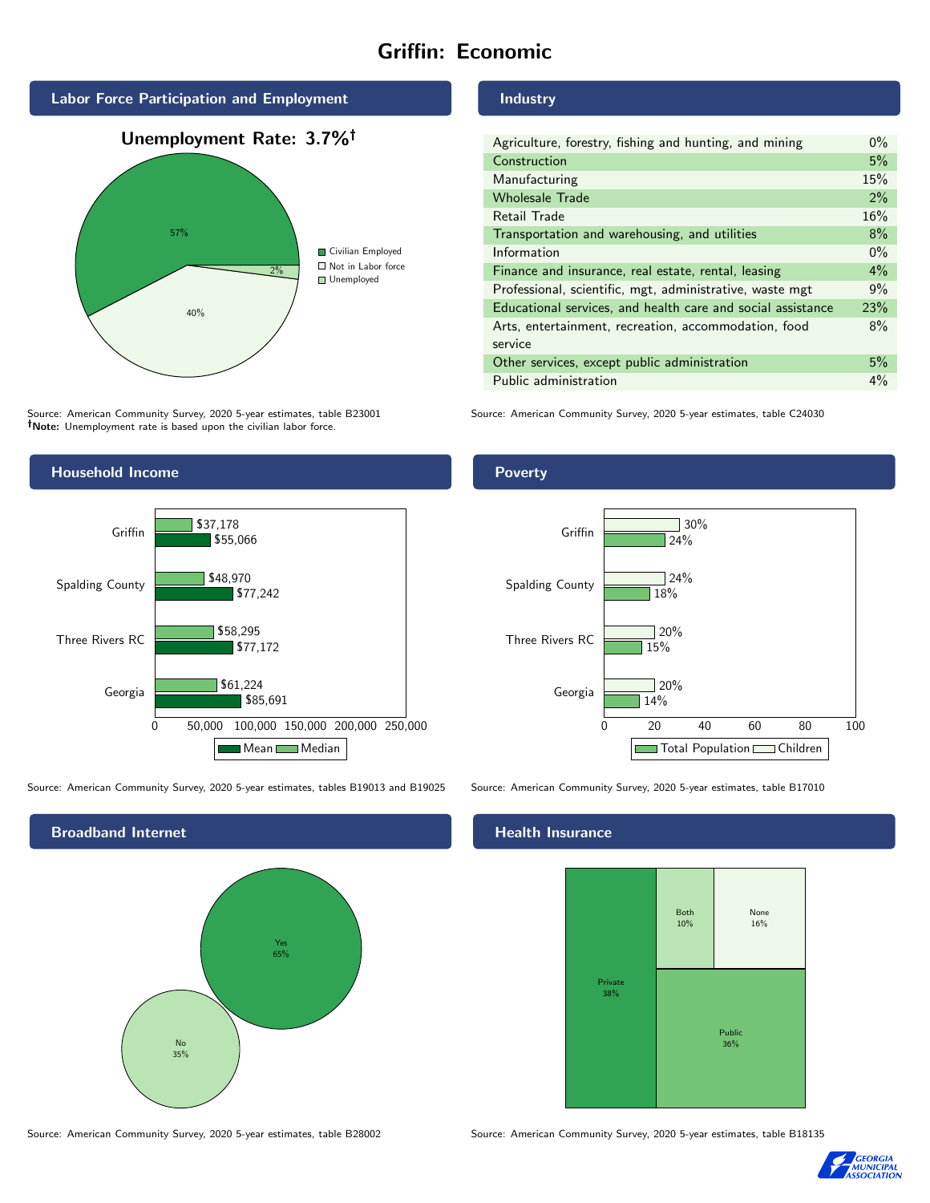# Griffin: Economic

## Labor Force Participation and Employment

**Unemployment Rate: 3.7%†**

| Category | Percent |
|---|---|
| Civilian Employed | 57% |
| Not in Labor force | 40% |
| Unemployed | 2% |

Source: American Community Survey, 2020 5-year estimates, table B23001
**†Note:** Unemployment rate is based upon the civilian labor force.

## Industry

| Industry | Percent |
|---|---|
| Agriculture, forestry, fishing and hunting, and mining | 0% |
| Construction | 5% |
| Manufacturing | 15% |
| Wholesale Trade | 2% |
| Retail Trade | 16% |
| Transportation and warehousing, and utilities | 8% |
| Information | 0% |
| Finance and insurance, real estate, rental, leasing | 4% |
| Professional, scientific, mgt, administrative, waste mgt | 9% |
| Educational services, and health care and social assistance | 23% |
| Arts, entertainment, recreation, accommodation, food service | 8% |
| Other services, except public administration | 5% |
| Public administration | 4% |

Source: American Community Survey, 2020 5-year estimates, table C24030

## Household Income

| Area | Median | Mean |
|---|---|---|
| Griffin | $37,178 | $55,066 |
| Spalding County | $48,970 | $77,242 |
| Three Rivers RC | $58,295 | $77,172 |
| Georgia | $61,224 | $85,691 |

Source: American Community Survey, 2020 5-year estimates, tables B19013 and B19025

## Poverty

| Area | Children | Total Population |
|---|---|---|
| Griffin | 30% | 24% |
| Spalding County | 24% | 18% |
| Three Rivers RC | 20% | 15% |
| Georgia | 20% | 14% |

Source: American Community Survey, 2020 5-year estimates, table B17010

## Broadband Internet

| Response | Percent |
|---|---|
| Yes | 65% |
| No | 35% |

Source: American Community Survey, 2020 5-year estimates, table B28002

## Health Insurance

| Type | Percent |
|---|---|
| Private | 38% |
| Public | 36% |
| Both | 10% |
| None | 16% |

Source: American Community Survey, 2020 5-year estimates, table B18135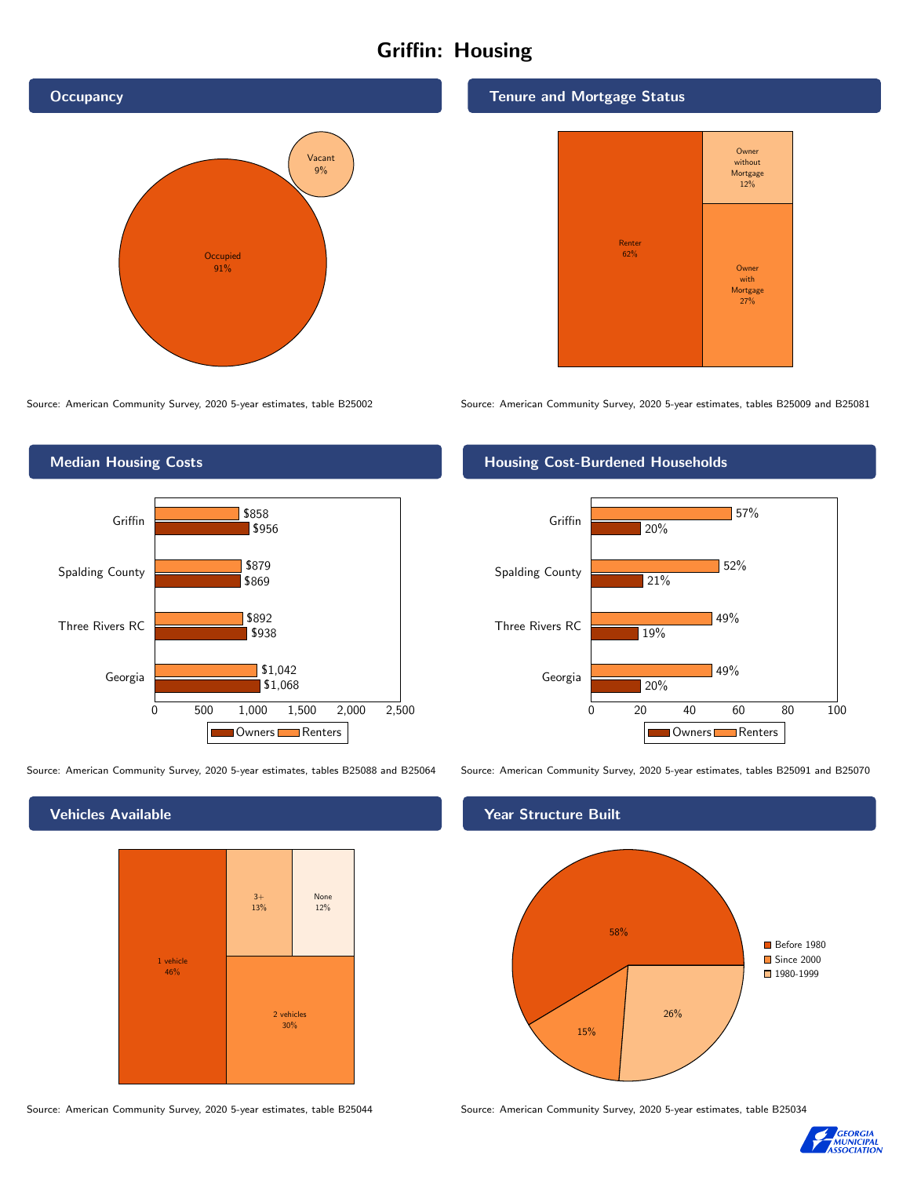# Griffin: Housing

## Occupancy

Vacant
9%

Occupied
91%

Source: American Community Survey, 2020 5-year estimates, table B25002

## Tenure and Mortgage Status

Renter
62%

Owner without Mortgage
12%

Owner with Mortgage
27%

Source: American Community Survey, 2020 5-year estimates, tables B25009 and B25081

## Median Housing Costs

Griffin
$858
$956

Spalding County
$879
$869

Three Rivers RC
$892
$938

Georgia
$1,042
$1,068

0 500 1,000 1,500 2,000 2,500

Owners Renters

Source: American Community Survey, 2020 5-year estimates, tables B25088 and B25064

## Housing Cost-Burdened Households

Griffin
57%
20%

Spalding County
52%
21%

Three Rivers RC
49%
19%

Georgia
49%
20%

0 20 40 60 80 100

Owners Renters

Source: American Community Survey, 2020 5-year estimates, tables B25091 and B25070

## Vehicles Available

1 vehicle
46%

3+
13%

None
12%

2 vehicles
30%

Source: American Community Survey, 2020 5-year estimates, table B25044

## Year Structure Built

58%

15%

26%

Before 1980
Since 2000
1980-1999

Source: American Community Survey, 2020 5-year estimates, table B25034

GEORGIA MUNICIPAL ASSOCIATION